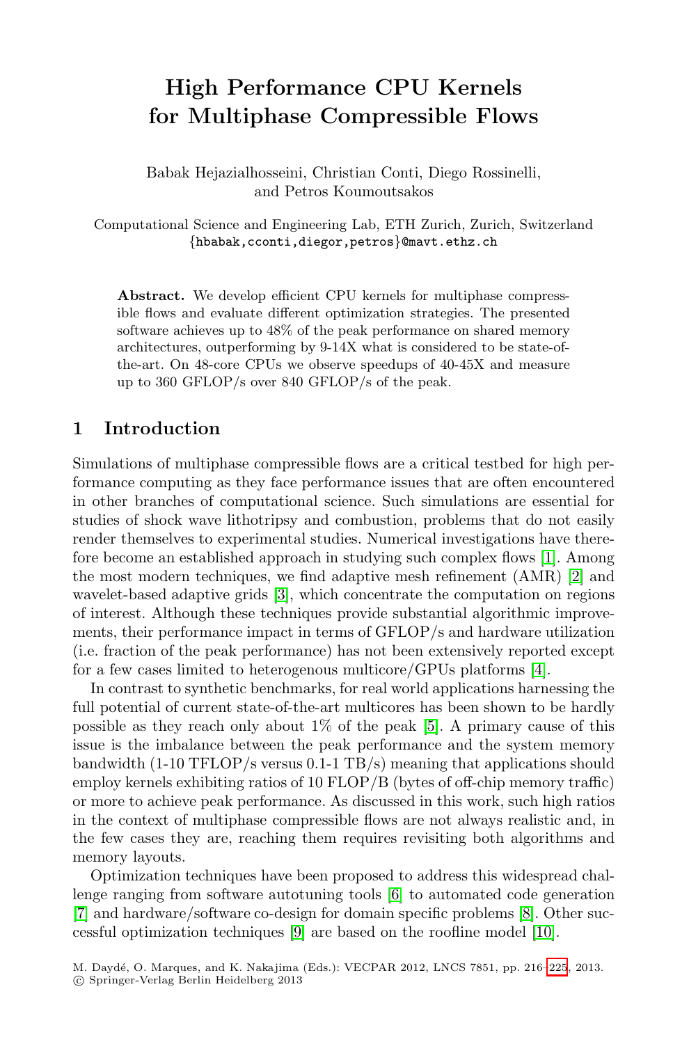# High Performance CPU Kernels for Multiphase Compressible Flows

Babak Hejazialhosseini, Christian Conti, Diego Rossinelli, and Petros Koumoutsakos

Computational Science and Engineering Lab, ETH Zurich, Zurich, Switzerland
{hbabak,cconti,diegor,petros}@mavt.ethz.ch

**Abstract.** We develop efficient CPU kernels for multiphase compressible flows and evaluate different optimization strategies. The presented software achieves up to 48% of the peak performance on shared memory architectures, outperforming by 9-14X what is considered to be state-of-the-art. On 48-core CPUs we observe speedups of 40-45X and measure up to 360 GFLOP/s over 840 GFLOP/s of the peak.

## 1 Introduction

Simulations of multiphase compressible flows are a critical testbed for high performance computing as they face performance issues that are often encountered in other branches of computational science. Such simulations are essential for studies of shock wave lithotripsy and combustion, problems that do not easily render themselves to experimental studies. Numerical investigations have therefore become an established approach in studying such complex flows [1]. Among the most modern techniques, we find adaptive mesh refinement (AMR) [2] and wavelet-based adaptive grids [3], which concentrate the computation on regions of interest. Although these techniques provide substantial algorithmic improvements, their performance impact in terms of GFLOP/s and hardware utilization (i.e. fraction of the peak performance) has not been extensively reported except for a few cases limited to heterogenous multicore/GPUs platforms [4].

In contrast to synthetic benchmarks, for real world applications harnessing the full potential of current state-of-the-art multicores has been shown to be hardly possible as they reach only about 1% of the peak [5]. A primary cause of this issue is the imbalance between the peak performance and the system memory bandwidth (1-10 TFLOP/s versus 0.1-1 TB/s) meaning that applications should employ kernels exhibiting ratios of 10 FLOP/B (bytes of off-chip memory traffic) or more to achieve peak performance. As discussed in this work, such high ratios in the context of multiphase compressible flows are not always realistic and, in the few cases they are, reaching them requires revisiting both algorithms and memory layouts.

Optimization techniques have been proposed to address this widespread challenge ranging from software autotuning tools [6] to automated code generation [7] and hardware/software co-design for domain specific problems [8]. Other successful optimization techniques [9] are based on the roofline model [10].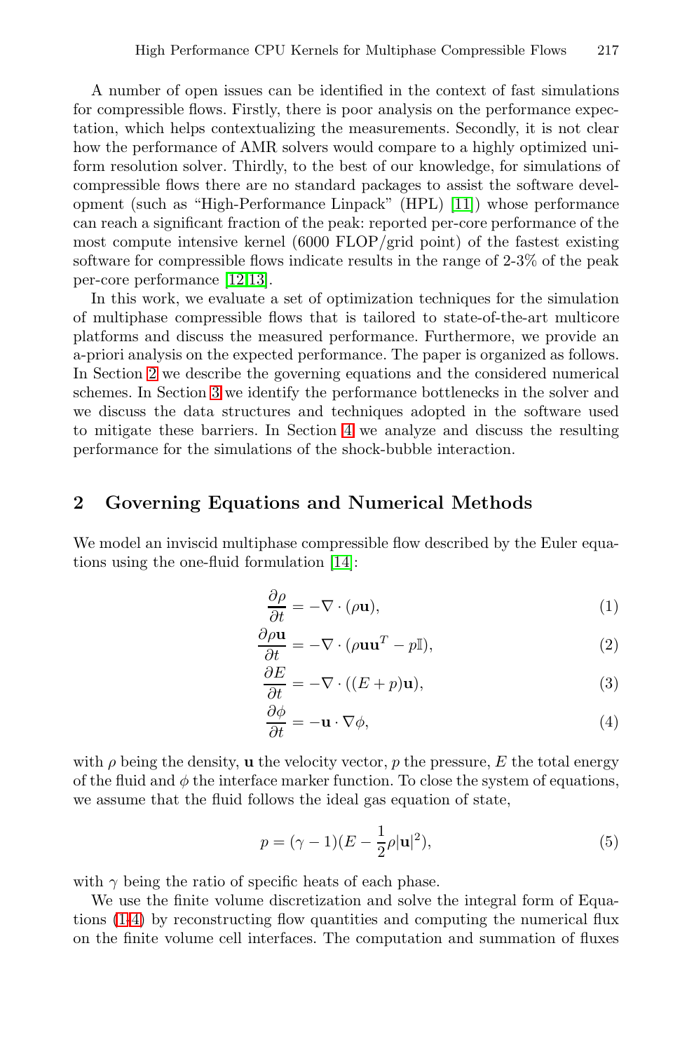A number of open issues can be identified in the context of fast simulations for compressible flows. Firstly, there is poor analysis on the performance expectation, which helps contextualizing the measurements. Secondly, it is not clear how the performance of AMR solvers would compare to a highly optimized uniform resolution solver. Thirdly, to the best of our knowledge, for simulations of compressible flows there are no standard packages to assist the software development (such as "High-Performance Linpack" (HPL) [11]) whose performance can reach a significant fraction of the peak: reported per-core performance of the most compute intensive kernel (6000 FLOP/grid point) of the fastest existing software for compressible flows indicate results in the range of 2-3% of the peak per-core performance [12,13].

In this work, we evaluate a set of optimization techniques for the simulation of multiphase compressible flows that is tailored to state-of-the-art multicore platforms and discuss the measured performance. Furthermore, we provide an a-priori analysis on the expected performance. The paper is organized as follows. In Section 2 we describe the governing equations and the considered numerical schemes. In Section 3 we identify the performance bottlenecks in the solver and we discuss the data structures and techniques adopted in the software used to mitigate these barriers. In Section 4 we analyze and discuss the resulting performance for the simulations of the shock-bubble interaction.

## 2 Governing Equations and Numerical Methods

We model an inviscid multiphase compressible flow described by the Euler equations using the one-fluid formulation [14]:

$$\frac{\partial \rho}{\partial t} = -\nabla \cdot (\rho \mathbf{u}), \tag{1}$$

$$\frac{\partial \rho \mathbf{u}}{\partial t} = -\nabla \cdot (\rho \mathbf{u}\mathbf{u}^T - p\mathbb{I}), \tag{2}$$

$$\frac{\partial E}{\partial t} = -\nabla \cdot ((E + p)\mathbf{u}), \tag{3}$$

$$\frac{\partial \phi}{\partial t} = -\mathbf{u} \cdot \nabla \phi, \tag{4}$$

with $\rho$ being the density, $\mathbf{u}$ the velocity vector, $p$ the pressure, $E$ the total energy of the fluid and $\phi$ the interface marker function. To close the system of equations, we assume that the fluid follows the ideal gas equation of state,

$$p = (\gamma - 1)(E - \frac{1}{2}\rho|\mathbf{u}|^2), \tag{5}$$

with $\gamma$ being the ratio of specific heats of each phase.

We use the finite volume discretization and solve the integral form of Equations (1-4) by reconstructing flow quantities and computing the numerical flux on the finite volume cell interfaces. The computation and summation of fluxes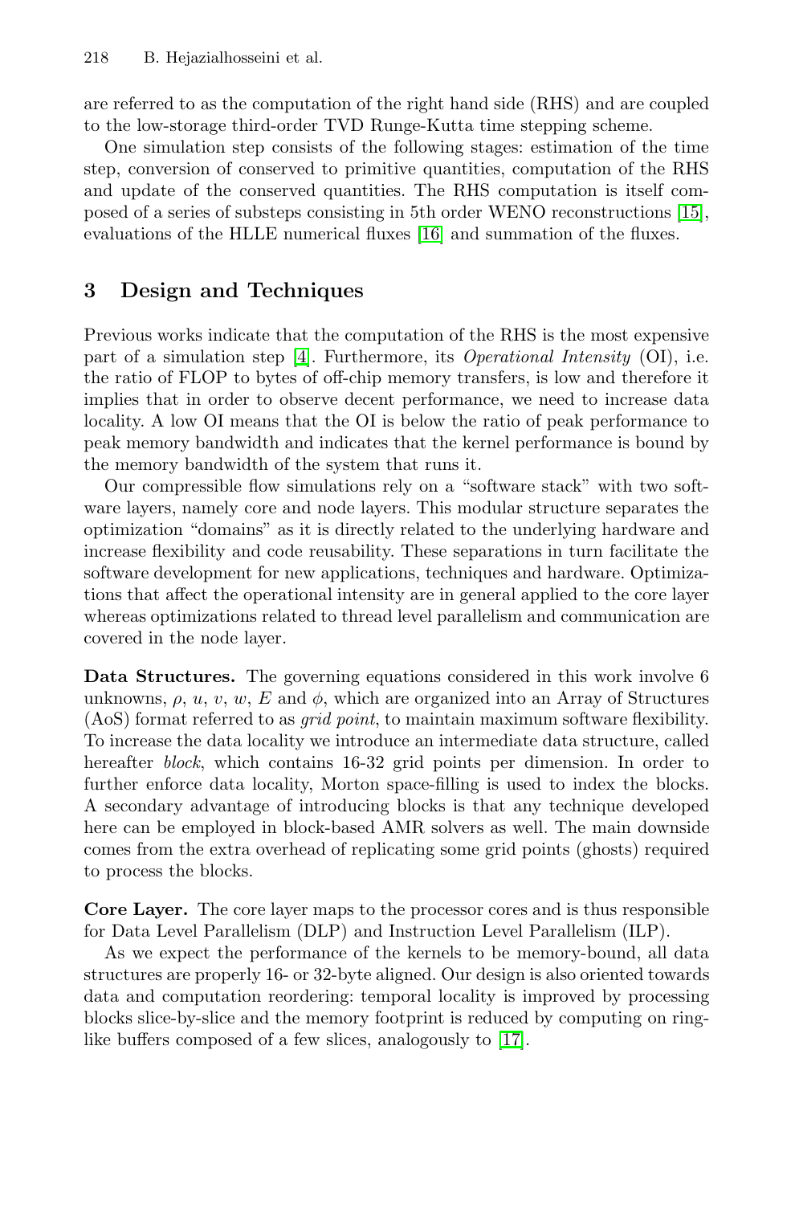are referred to as the computation of the right hand side (RHS) and are coupled to the low-storage third-order TVD Runge-Kutta time stepping scheme.

One simulation step consists of the following stages: estimation of the time step, conversion of conserved to primitive quantities, computation of the RHS and update of the conserved quantities. The RHS computation is itself composed of a series of substeps consisting in 5th order WENO reconstructions [15], evaluations of the HLLE numerical fluxes [16] and summation of the fluxes.

## 3 Design and Techniques

Previous works indicate that the computation of the RHS is the most expensive part of a simulation step [4]. Furthermore, its *Operational Intensity* (OI), i.e. the ratio of FLOP to bytes of off-chip memory transfers, is low and therefore it implies that in order to observe decent performance, we need to increase data locality. A low OI means that the OI is below the ratio of peak performance to peak memory bandwidth and indicates that the kernel performance is bound by the memory bandwidth of the system that runs it.

Our compressible flow simulations rely on a "software stack" with two software layers, namely core and node layers. This modular structure separates the optimization "domains" as it is directly related to the underlying hardware and increase flexibility and code reusability. These separations in turn facilitate the software development for new applications, techniques and hardware. Optimizations that affect the operational intensity are in general applied to the core layer whereas optimizations related to thread level parallelism and communication are covered in the node layer.

**Data Structures.** The governing equations considered in this work involve 6 unknowns, $\rho$, $u$, $v$, $w$, $E$ and $\phi$, which are organized into an Array of Structures (AoS) format referred to as *grid point*, to maintain maximum software flexibility. To increase the data locality we introduce an intermediate data structure, called hereafter *block*, which contains 16-32 grid points per dimension. In order to further enforce data locality, Morton space-filling is used to index the blocks. A secondary advantage of introducing blocks is that any technique developed here can be employed in block-based AMR solvers as well. The main downside comes from the extra overhead of replicating some grid points (ghosts) required to process the blocks.

**Core Layer.** The core layer maps to the processor cores and is thus responsible for Data Level Parallelism (DLP) and Instruction Level Parallelism (ILP).

As we expect the performance of the kernels to be memory-bound, all data structures are properly 16- or 32-byte aligned. Our design is also oriented towards data and computation reordering: temporal locality is improved by processing blocks slice-by-slice and the memory footprint is reduced by computing on ring-like buffers composed of a few slices, analogously to [17].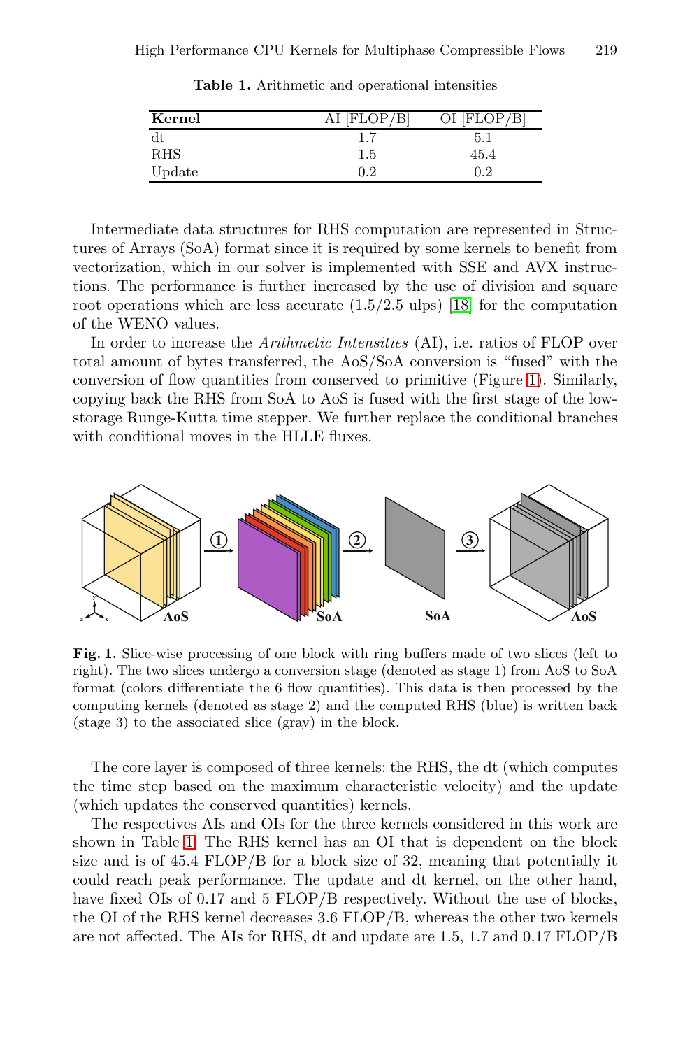**Table 1.** Arithmetic and operational intensities

| Kernel | AI [FLOP/B] | OI [FLOP/B] |
|---|---|---|
| dt | 1.7 | 5.1 |
| RHS | 1.5 | 45.4 |
| Update | 0.2 | 0.2 |

Intermediate data structures for RHS computation are represented in Structures of Arrays (SoA) format since it is required by some kernels to benefit from vectorization, which in our solver is implemented with SSE and AVX instructions. The performance is further increased by the use of division and square root operations which are less accurate (1.5/2.5 ulps) [18] for the computation of the WENO values.

In order to increase the *Arithmetic Intensities* (AI), i.e. ratios of FLOP over total amount of bytes transferred, the AoS/SoA conversion is "fused" with the conversion of flow quantities from conserved to primitive (Figure 1). Similarly, copying back the RHS from SoA to AoS is fused with the first stage of the low-storage Runge-Kutta time stepper. We further replace the conditional branches with conditional moves in the HLLE fluxes.

**Fig. 1.** Slice-wise processing of one block with ring buffers made of two slices (left to right). The two slices undergo a conversion stage (denoted as stage 1) from AoS to SoA format (colors differentiate the 6 flow quantities). This data is then processed by the computing kernels (denoted as stage 2) and the computed RHS (blue) is written back (stage 3) to the associated slice (gray) in the block.

The core layer is composed of three kernels: the RHS, the dt (which computes the time step based on the maximum characteristic velocity) and the update (which updates the conserved quantities) kernels.

The respectives AIs and OIs for the three kernels considered in this work are shown in Table 1. The RHS kernel has an OI that is dependent on the block size and is of 45.4 FLOP/B for a block size of 32, meaning that potentially it could reach peak performance. The update and dt kernel, on the other hand, have fixed OIs of 0.17 and 5 FLOP/B respectively. Without the use of blocks, the OI of the RHS kernel decreases 3.6 FLOP/B, whereas the other two kernels are not affected. The AIs for RHS, dt and update are 1.5, 1.7 and 0.17 FLOP/B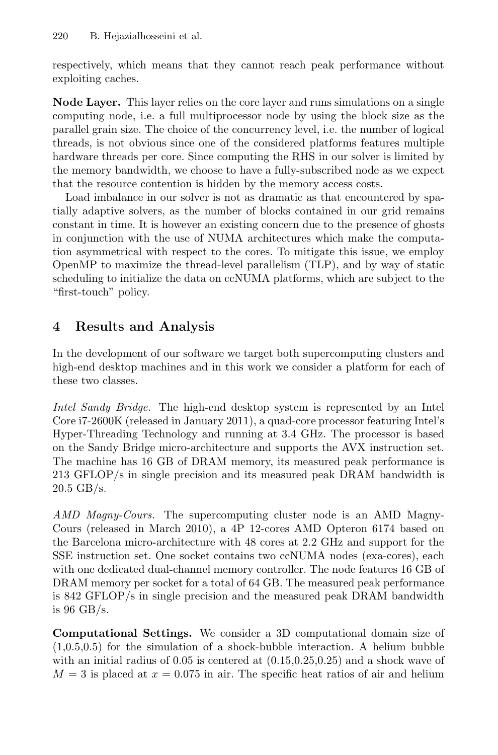respectively, which means that they cannot reach peak performance without exploiting caches.

**Node Layer.** This layer relies on the core layer and runs simulations on a single computing node, i.e. a full multiprocessor node by using the block size as the parallel grain size. The choice of the concurrency level, i.e. the number of logical threads, is not obvious since one of the considered platforms features multiple hardware threads per core. Since computing the RHS in our solver is limited by the memory bandwidth, we choose to have a fully-subscribed node as we expect that the resource contention is hidden by the memory access costs.

Load imbalance in our solver is not as dramatic as that encountered by spatially adaptive solvers, as the number of blocks contained in our grid remains constant in time. It is however an existing concern due to the presence of ghosts in conjunction with the use of NUMA architectures which make the computation asymmetrical with respect to the cores. To mitigate this issue, we employ OpenMP to maximize the thread-level parallelism (TLP), and by way of static scheduling to initialize the data on ccNUMA platforms, which are subject to the "first-touch" policy.

## 4 Results and Analysis

In the development of our software we target both supercomputing clusters and high-end desktop machines and in this work we consider a platform for each of these two classes.

*Intel Sandy Bridge.* The high-end desktop system is represented by an Intel Core i7-2600K (released in January 2011), a quad-core processor featuring Intel's Hyper-Threading Technology and running at 3.4 GHz. The processor is based on the Sandy Bridge micro-architecture and supports the AVX instruction set. The machine has 16 GB of DRAM memory, its measured peak performance is 213 GFLOP/s in single precision and its measured peak DRAM bandwidth is 20.5 GB/s.

*AMD Magny-Cours.* The supercomputing cluster node is an AMD Magny-Cours (released in March 2010), a 4P 12-cores AMD Opteron 6174 based on the Barcelona micro-architecture with 48 cores at 2.2 GHz and support for the SSE instruction set. One socket contains two ccNUMA nodes (exa-cores), each with one dedicated dual-channel memory controller. The node features 16 GB of DRAM memory per socket for a total of 64 GB. The measured peak performance is 842 GFLOP/s in single precision and the measured peak DRAM bandwidth is 96 GB/s.

**Computational Settings.** We consider a 3D computational domain size of (1,0.5,0.5) for the simulation of a shock-bubble interaction. A helium bubble with an initial radius of 0.05 is centered at (0.15,0.25,0.25) and a shock wave of $M = 3$ is placed at $x = 0.075$ in air. The specific heat ratios of air and helium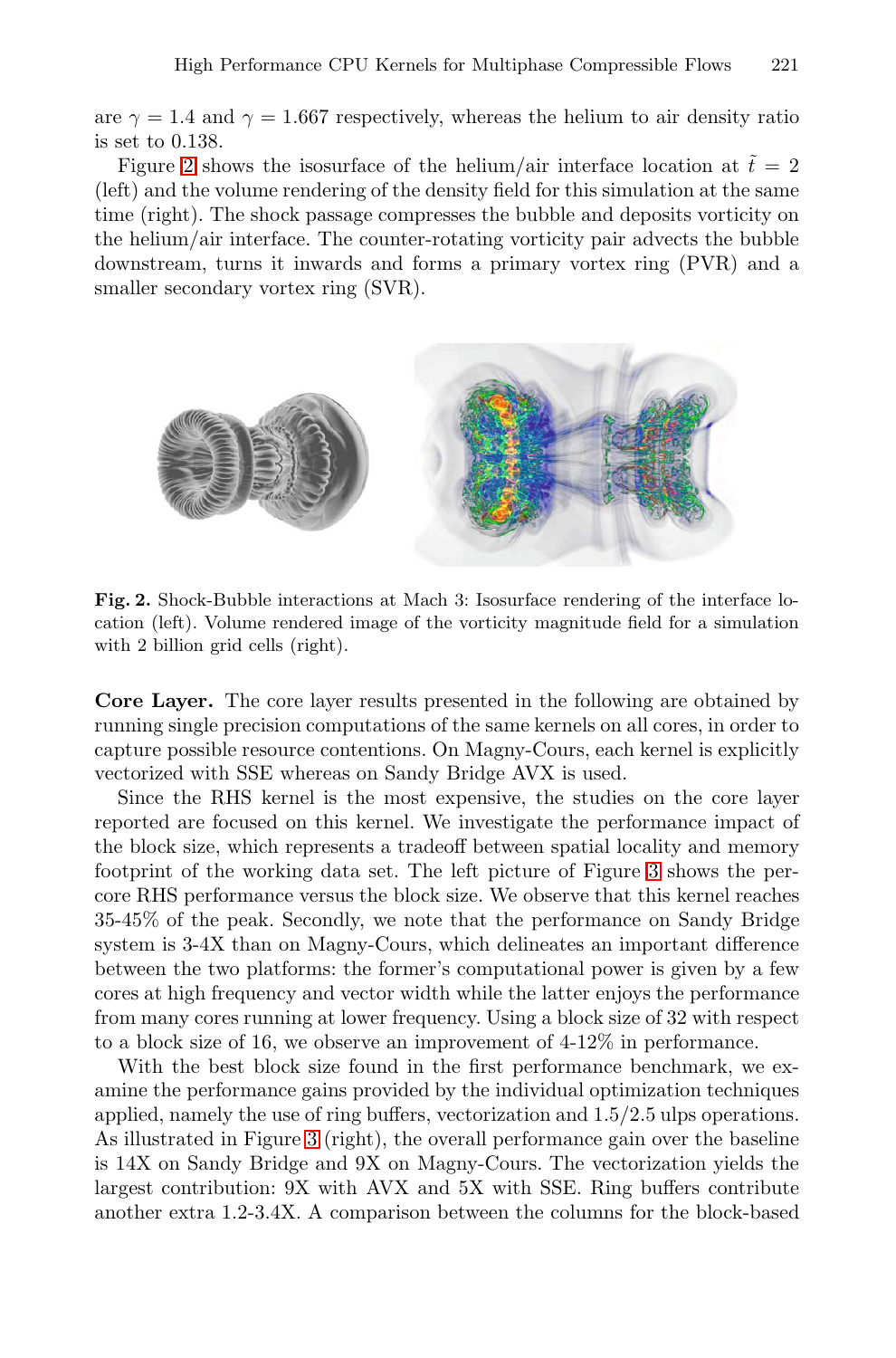are $\gamma = 1.4$ and $\gamma = 1.667$ respectively, whereas the helium to air density ratio is set to 0.138.

Figure 2 shows the isosurface of the helium/air interface location at $\tilde{t} = 2$ (left) and the volume rendering of the density field for this simulation at the same time (right). The shock passage compresses the bubble and deposits vorticity on the helium/air interface. The counter-rotating vorticity pair advects the bubble downstream, turns it inwards and forms a primary vortex ring (PVR) and a smaller secondary vortex ring (SVR).

**Fig. 2.** Shock-Bubble interactions at Mach 3: Isosurface rendering of the interface location (left). Volume rendered image of the vorticity magnitude field for a simulation with 2 billion grid cells (right).

**Core Layer.** The core layer results presented in the following are obtained by running single precision computations of the same kernels on all cores, in order to capture possible resource contentions. On Magny-Cours, each kernel is explicitly vectorized with SSE whereas on Sandy Bridge AVX is used.

Since the RHS kernel is the most expensive, the studies on the core layer reported are focused on this kernel. We investigate the performance impact of the block size, which represents a tradeoff between spatial locality and memory footprint of the working data set. The left picture of Figure 3 shows the per-core RHS performance versus the block size. We observe that this kernel reaches 35-45% of the peak. Secondly, we note that the performance on Sandy Bridge system is 3-4X than on Magny-Cours, which delineates an important difference between the two platforms: the former's computational power is given by a few cores at high frequency and vector width while the latter enjoys the performance from many cores running at lower frequency. Using a block size of 32 with respect to a block size of 16, we observe an improvement of 4-12% in performance.

With the best block size found in the first performance benchmark, we examine the performance gains provided by the individual optimization techniques applied, namely the use of ring buffers, vectorization and 1.5/2.5 ulps operations. As illustrated in Figure 3 (right), the overall performance gain over the baseline is 14X on Sandy Bridge and 9X on Magny-Cours. The vectorization yields the largest contribution: 9X with AVX and 5X with SSE. Ring buffers contribute another extra 1.2-3.4X. A comparison between the columns for the block-based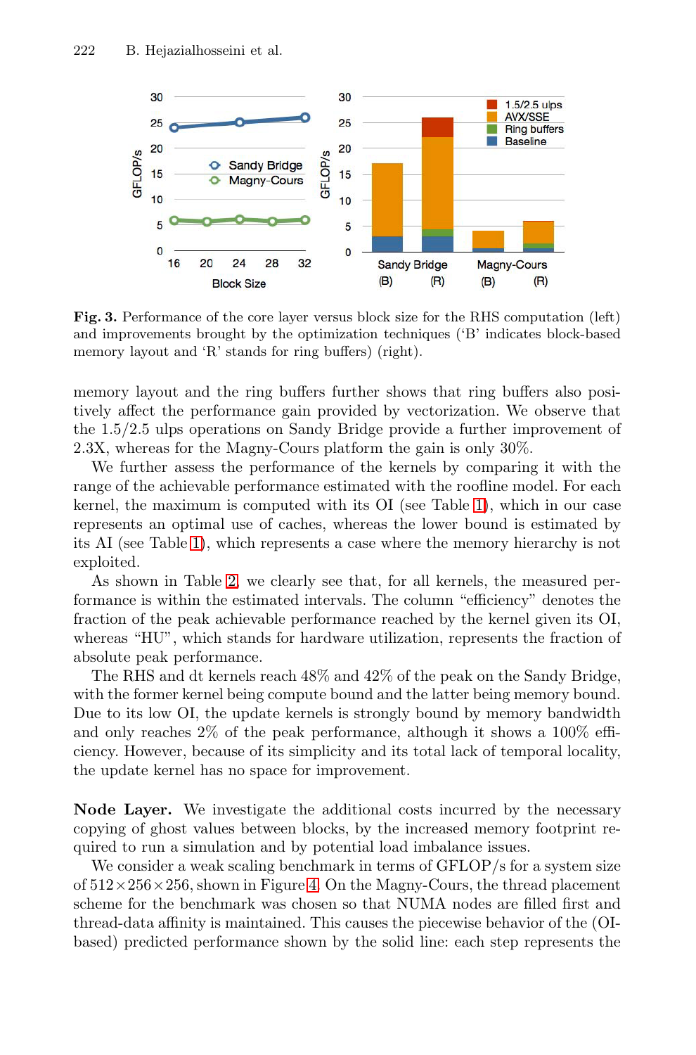**Fig. 3.** Performance of the core layer versus block size for the RHS computation (left) and improvements brought by the optimization techniques ('B' indicates block-based memory layout and 'R' stands for ring buffers) (right).

memory layout and the ring buffers further shows that ring buffers also positively affect the performance gain provided by vectorization. We observe that the 1.5/2.5 ulps operations on Sandy Bridge provide a further improvement of 2.3X, whereas for the Magny-Cours platform the gain is only 30%.

We further assess the performance of the kernels by comparing it with the range of the achievable performance estimated with the roofline model. For each kernel, the maximum is computed with its OI (see Table 1), which in our case represents an optimal use of caches, whereas the lower bound is estimated by its AI (see Table 1), which represents a case where the memory hierarchy is not exploited.

As shown in Table 2, we clearly see that, for all kernels, the measured performance is within the estimated intervals. The column "efficiency" denotes the fraction of the peak achievable performance reached by the kernel given its OI, whereas "HU", which stands for hardware utilization, represents the fraction of absolute peak performance.

The RHS and dt kernels reach 48% and 42% of the peak on the Sandy Bridge, with the former kernel being compute bound and the latter being memory bound. Due to its low OI, the update kernels is strongly bound by memory bandwidth and only reaches 2% of the peak performance, although it shows a 100% efficiency. However, because of its simplicity and its total lack of temporal locality, the update kernel has no space for improvement.

**Node Layer.** We investigate the additional costs incurred by the necessary copying of ghost values between blocks, by the increased memory footprint required to run a simulation and by potential load imbalance issues.

We consider a weak scaling benchmark in terms of GFLOP/s for a system size of $512 \times 256 \times 256$, shown in Figure 4. On the Magny-Cours, the thread placement scheme for the benchmark was chosen so that NUMA nodes are filled first and thread-data affinity is maintained. This causes the piecewise behavior of the (OI-based) predicted performance shown by the solid line: each step represents the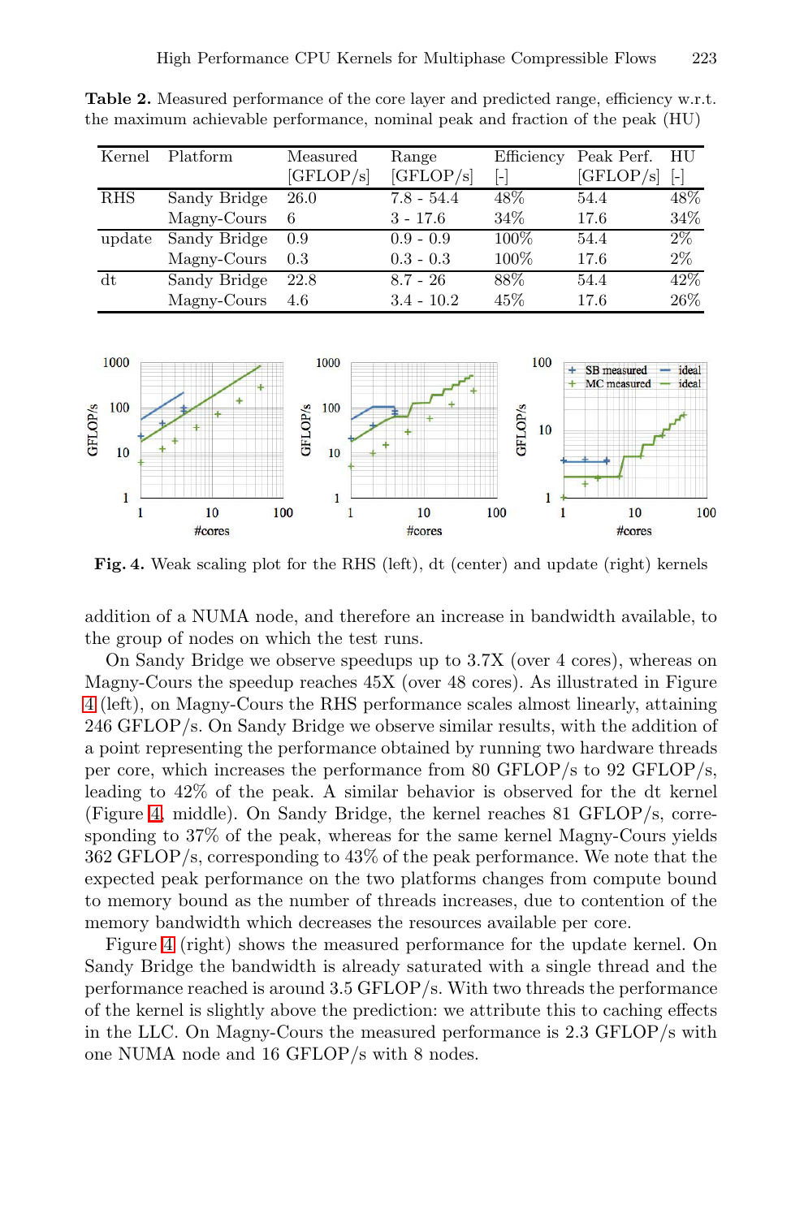**Table 2.** Measured performance of the core layer and predicted range, efficiency w.r.t. the maximum achievable performance, nominal peak and fraction of the peak (HU)

| Kernel | Platform | Measured [GFLOP/s] | Range [GFLOP/s] | Efficiency [-] | Peak Perf. [GFLOP/s] | HU [-] |
|---|---|---|---|---|---|---|
| RHS | Sandy Bridge | 26.0 | 7.8 - 54.4 | 48% | 54.4 | 48% |
| | Magny-Cours | 6 | 3 - 17.6 | 34% | 17.6 | 34% |
| update | Sandy Bridge | 0.9 | 0.9 - 0.9 | 100% | 54.4 | 2% |
| | Magny-Cours | 0.3 | 0.3 - 0.3 | 100% | 17.6 | 2% |
| dt | Sandy Bridge | 22.8 | 8.7 - 26 | 88% | 54.4 | 42% |
| | Magny-Cours | 4.6 | 3.4 - 10.2 | 45% | 17.6 | 26% |

**Fig. 4.** Weak scaling plot for the RHS (left), dt (center) and update (right) kernels

addition of a NUMA node, and therefore an increase in bandwidth available, to the group of nodes on which the test runs.

On Sandy Bridge we observe speedups up to 3.7X (over 4 cores), whereas on Magny-Cours the speedup reaches 45X (over 48 cores). As illustrated in Figure 4 (left), on Magny-Cours the RHS performance scales almost linearly, attaining 246 GFLOP/s. On Sandy Bridge we observe similar results, with the addition of a point representing the performance obtained by running two hardware threads per core, which increases the performance from 80 GFLOP/s to 92 GFLOP/s, leading to 42% of the peak. A similar behavior is observed for the dt kernel (Figure 4, middle). On Sandy Bridge, the kernel reaches 81 GFLOP/s, corresponding to 37% of the peak, whereas for the same kernel Magny-Cours yields 362 GFLOP/s, corresponding to 43% of the peak performance. We note that the expected peak performance on the two platforms changes from compute bound to memory bound as the number of threads increases, due to contention of the memory bandwidth which decreases the resources available per core.

Figure 4 (right) shows the measured performance for the update kernel. On Sandy Bridge the bandwidth is already saturated with a single thread and the performance reached is around 3.5 GFLOP/s. With two threads the performance of the kernel is slightly above the prediction: we attribute this to caching effects in the LLC. On Magny-Cours the measured performance is 2.3 GFLOP/s with one NUMA node and 16 GFLOP/s with 8 nodes.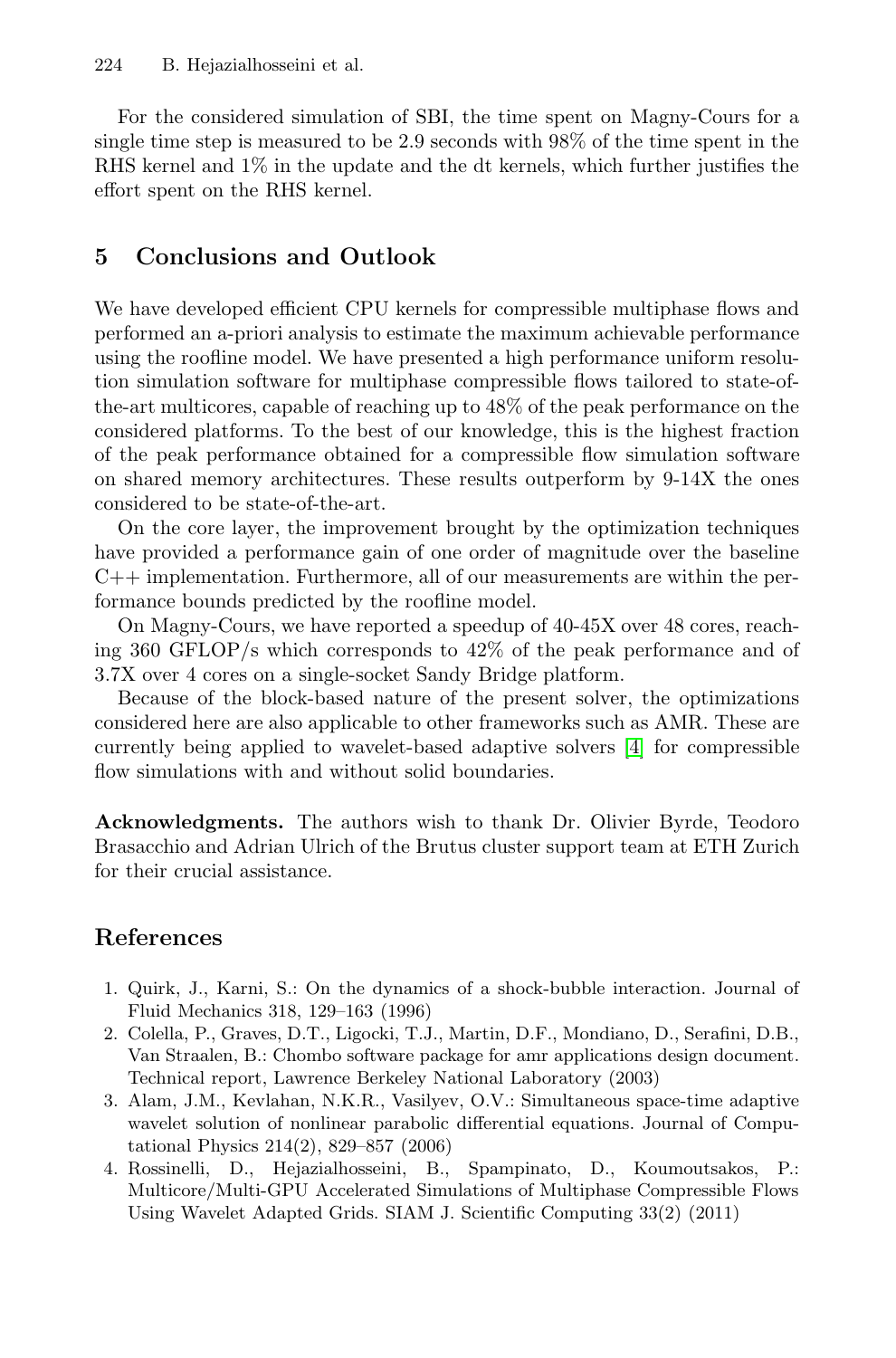For the considered simulation of SBI, the time spent on Magny-Cours for a single time step is measured to be 2.9 seconds with 98% of the time spent in the RHS kernel and 1% in the update and the dt kernels, which further justifies the effort spent on the RHS kernel.

## 5 Conclusions and Outlook

We have developed efficient CPU kernels for compressible multiphase flows and performed an a-priori analysis to estimate the maximum achievable performance using the roofline model. We have presented a high performance uniform resolution simulation software for multiphase compressible flows tailored to state-of-the-art multicores, capable of reaching up to 48% of the peak performance on the considered platforms. To the best of our knowledge, this is the highest fraction of the peak performance obtained for a compressible flow simulation software on shared memory architectures. These results outperform by 9-14X the ones considered to be state-of-the-art.

On the core layer, the improvement brought by the optimization techniques have provided a performance gain of one order of magnitude over the baseline C++ implementation. Furthermore, all of our measurements are within the performance bounds predicted by the roofline model.

On Magny-Cours, we have reported a speedup of 40-45X over 48 cores, reaching 360 GFLOP/s which corresponds to 42% of the peak performance and of 3.7X over 4 cores on a single-socket Sandy Bridge platform.

Because of the block-based nature of the present solver, the optimizations considered here are also applicable to other frameworks such as AMR. These are currently being applied to wavelet-based adaptive solvers [4] for compressible flow simulations with and without solid boundaries.

**Acknowledgments.** The authors wish to thank Dr. Olivier Byrde, Teodoro Brasacchio and Adrian Ulrich of the Brutus cluster support team at ETH Zurich for their crucial assistance.

## References

1. Quirk, J., Karni, S.: On the dynamics of a shock-bubble interaction. Journal of Fluid Mechanics 318, 129–163 (1996)
2. Colella, P., Graves, D.T., Ligocki, T.J., Martin, D.F., Mondiano, D., Serafini, D.B., Van Straalen, B.: Chombo software package for amr applications design document. Technical report, Lawrence Berkeley National Laboratory (2003)
3. Alam, J.M., Kevlahan, N.K.R., Vasilyev, O.V.: Simultaneous space-time adaptive wavelet solution of nonlinear parabolic differential equations. Journal of Computational Physics 214(2), 829–857 (2006)
4. Rossinelli, D., Hejazialhosseini, B., Spampinato, D., Koumoutsakos, P.: Multicore/Multi-GPU Accelerated Simulations of Multiphase Compressible Flows Using Wavelet Adapted Grids. SIAM J. Scientific Computing 33(2) (2011)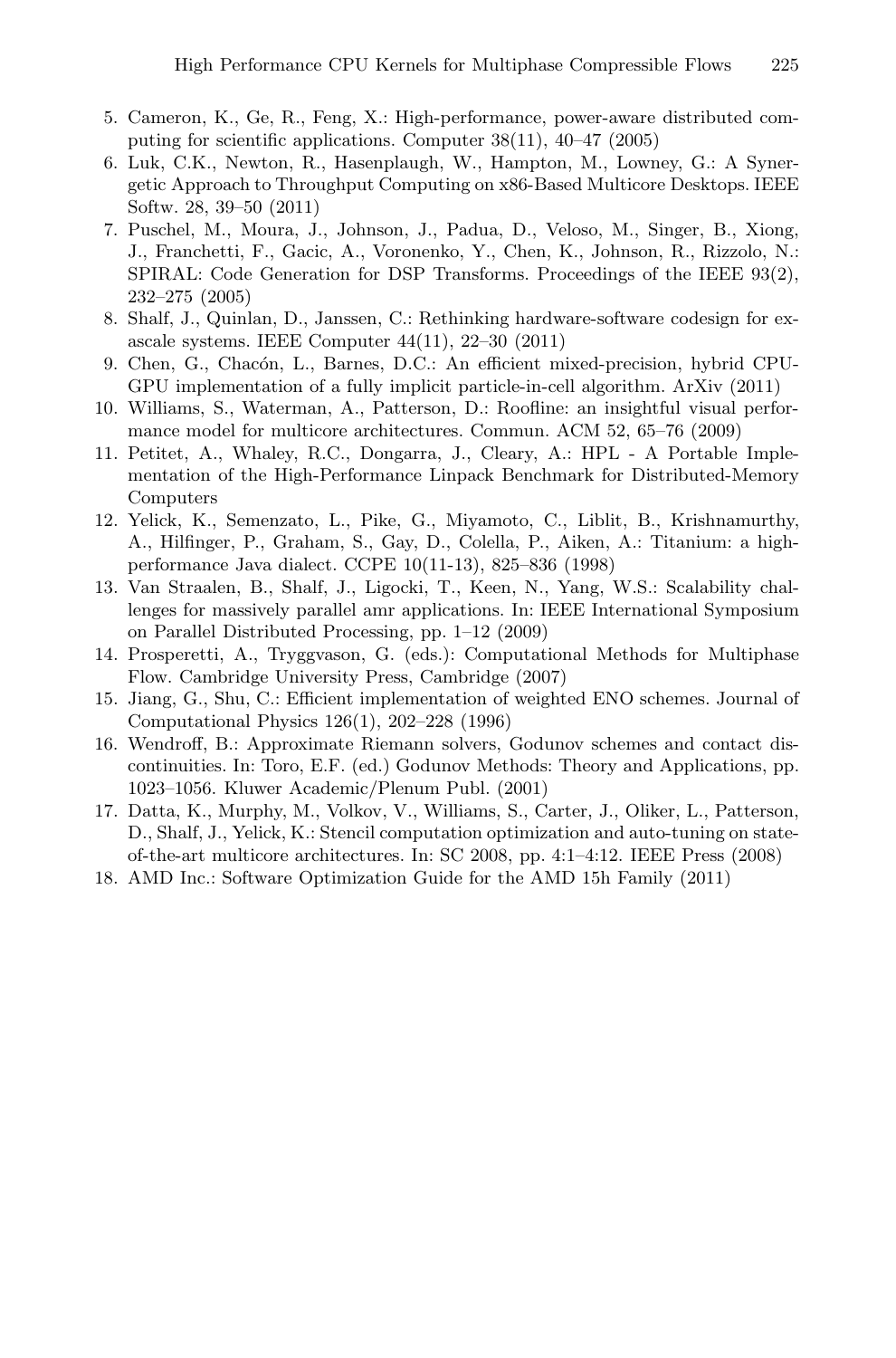5. Cameron, K., Ge, R., Feng, X.: High-performance, power-aware distributed computing for scientific applications. Computer 38(11), 40–47 (2005)
6. Luk, C.K., Newton, R., Hasenplaugh, W., Hampton, M., Lowney, G.: A Synergetic Approach to Throughput Computing on x86-Based Multicore Desktops. IEEE Softw. 28, 39–50 (2011)
7. Puschel, M., Moura, J., Johnson, J., Padua, D., Veloso, M., Singer, B., Xiong, J., Franchetti, F., Gacic, A., Voronenko, Y., Chen, K., Johnson, R., Rizzolo, N.: SPIRAL: Code Generation for DSP Transforms. Proceedings of the IEEE 93(2), 232–275 (2005)
8. Shalf, J., Quinlan, D., Janssen, C.: Rethinking hardware-software codesign for exascale systems. IEEE Computer 44(11), 22–30 (2011)
9. Chen, G., Chacón, L., Barnes, D.C.: An efficient mixed-precision, hybrid CPU-GPU implementation of a fully implicit particle-in-cell algorithm. ArXiv (2011)
10. Williams, S., Waterman, A., Patterson, D.: Roofline: an insightful visual performance model for multicore architectures. Commun. ACM 52, 65–76 (2009)
11. Petitet, A., Whaley, R.C., Dongarra, J., Cleary, A.: HPL - A Portable Implementation of the High-Performance Linpack Benchmark for Distributed-Memory Computers
12. Yelick, K., Semenzato, L., Pike, G., Miyamoto, C., Liblit, B., Krishnamurthy, A., Hilfinger, P., Graham, S., Gay, D., Colella, P., Aiken, A.: Titanium: a high-performance Java dialect. CCPE 10(11-13), 825–836 (1998)
13. Van Straalen, B., Shalf, J., Ligocki, T., Keen, N., Yang, W.S.: Scalability challenges for massively parallel amr applications. In: IEEE International Symposium on Parallel Distributed Processing, pp. 1–12 (2009)
14. Prosperetti, A., Tryggvason, G. (eds.): Computational Methods for Multiphase Flow. Cambridge University Press, Cambridge (2007)
15. Jiang, G., Shu, C.: Efficient implementation of weighted ENO schemes. Journal of Computational Physics 126(1), 202–228 (1996)
16. Wendroff, B.: Approximate Riemann solvers, Godunov schemes and contact discontinuities. In: Toro, E.F. (ed.) Godunov Methods: Theory and Applications, pp. 1023–1056. Kluwer Academic/Plenum Publ. (2001)
17. Datta, K., Murphy, M., Volkov, V., Williams, S., Carter, J., Oliker, L., Patterson, D., Shalf, J., Yelick, K.: Stencil computation optimization and auto-tuning on state-of-the-art multicore architectures. In: SC 2008, pp. 4:1–4:12. IEEE Press (2008)
18. AMD Inc.: Software Optimization Guide for the AMD 15h Family (2011)